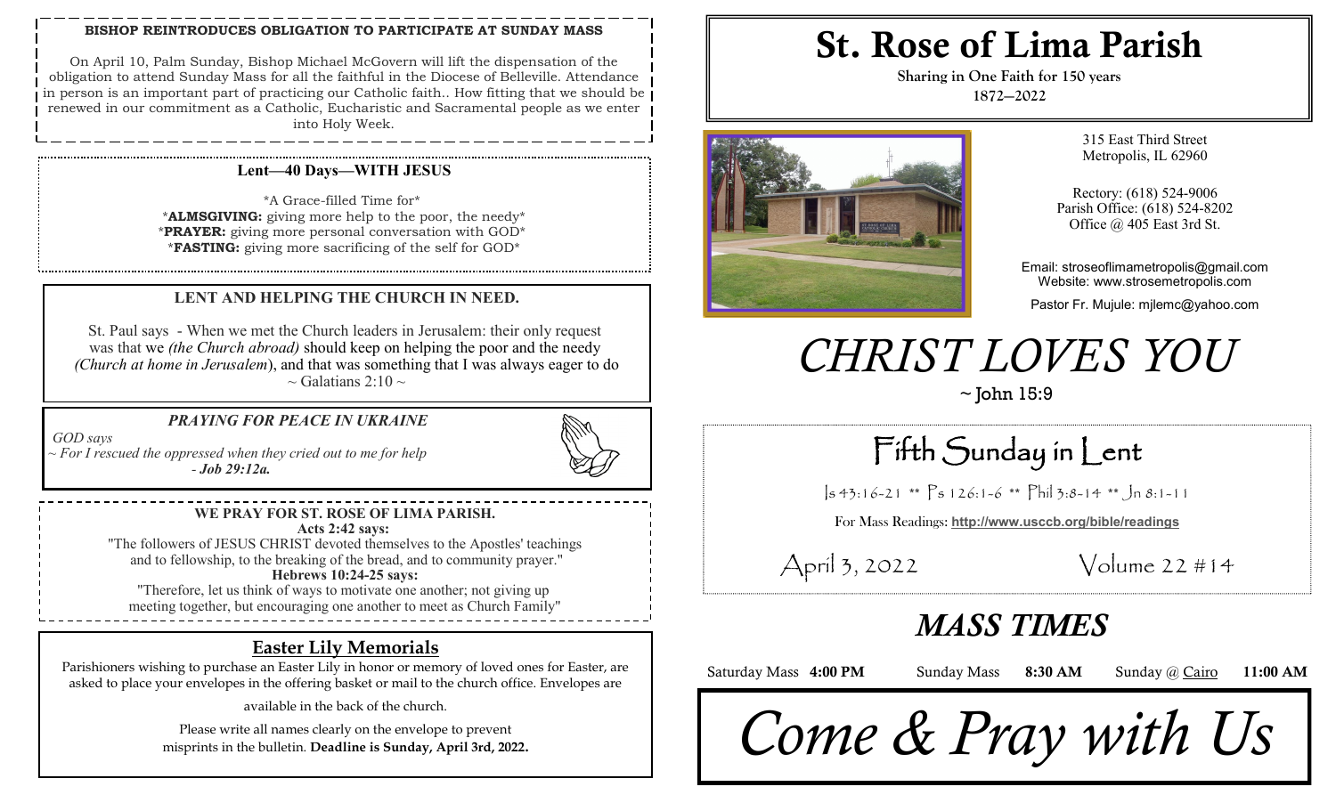**BISHOP REINTRODUCES OBLIGATION TO PARTICIPATE AT SUNDAY MASS**

On April 10, Palm Sunday, Bishop Michael McGovern will lift the dispensation of the obligation to attend Sunday Mass for all the faithful in the Diocese of Belleville. Attendance in person is an important part of practicing our Catholic faith.. How fitting that we should be renewed in our commitment as a Catholic, Eucharistic and Sacramental people as we enter into Holy Week.

**Lent—40 Days—WITH JESUS**

*A Grace-filled Time for*
***ALMSGIVING:** giving more help to the poor, the needy*
***PRAYER:** giving more personal conversation with GOD*
***FASTING:** giving more sacrificing of the self for GOD*

**LENT AND HELPING THE CHURCH IN NEED.**

St. Paul says - When we met the Church leaders in Jerusalem: their only request was that we *(the Church abroad)* should keep on helping the poor and the needy *(Church at home in Jerusalem*), and that was something that I was always eager to do ~ Galatians 2:10 ~

***PRAYING FOR PEACE IN UKRAINE***

*GOD says*
*~ For I rescued the oppressed when they cried out to me for help*
***- Job 29:12a.***

**WE PRAY FOR ST. ROSE OF LIMA PARISH.**
**Acts 2:42 says:**
"The followers of JESUS CHRIST devoted themselves to the Apostles' teachings and to fellowship, to the breaking of the bread, and to community prayer."
**Hebrews 10:24-25 says:**
"Therefore, let us think of ways to motivate one another; not giving up meeting together, but encouraging one another to meet as Church Family"

## Easter Lily Memorials

Parishioners wishing to purchase an Easter Lily in honor or memory of loved ones for Easter, are asked to place your envelopes in the offering basket or mail to the church office. Envelopes are available in the back of the church.

Please write all names clearly on the envelope to prevent misprints in the bulletin. **Deadline is Sunday, April 3rd, 2022.**

# St. Rose of Lima Parish

**Sharing in One Faith for 150 years**
**1872—2022**

315 East Third Street
Metropolis, IL 62960

Rectory: (618) 524-9006
Parish Office: (618) 524-8202
Office @ 405 East 3rd St.

Email: stroseoflimametropolis@gmail.com
Website: www.strosemetropolis.com

Pastor Fr. Mujule: mjlemc@yahoo.com

# *CHRIST LOVES YOU*

~ John 15:9

## Fifth Sunday in Lent

Is 43:16-21 ** Ps 126:1-6 ** Phil 3:8-14 ** Jn 8:1-11

For Mass Readings: **http://www.usccb.org/bible/readings**

April 3, 2022 Volume 22 #14

## *MASS TIMES*

Saturday Mass **4:00 PM** Sunday Mass **8:30 AM** Sunday @ Cairo **11:00 AM**

# *Come & Pray with Us*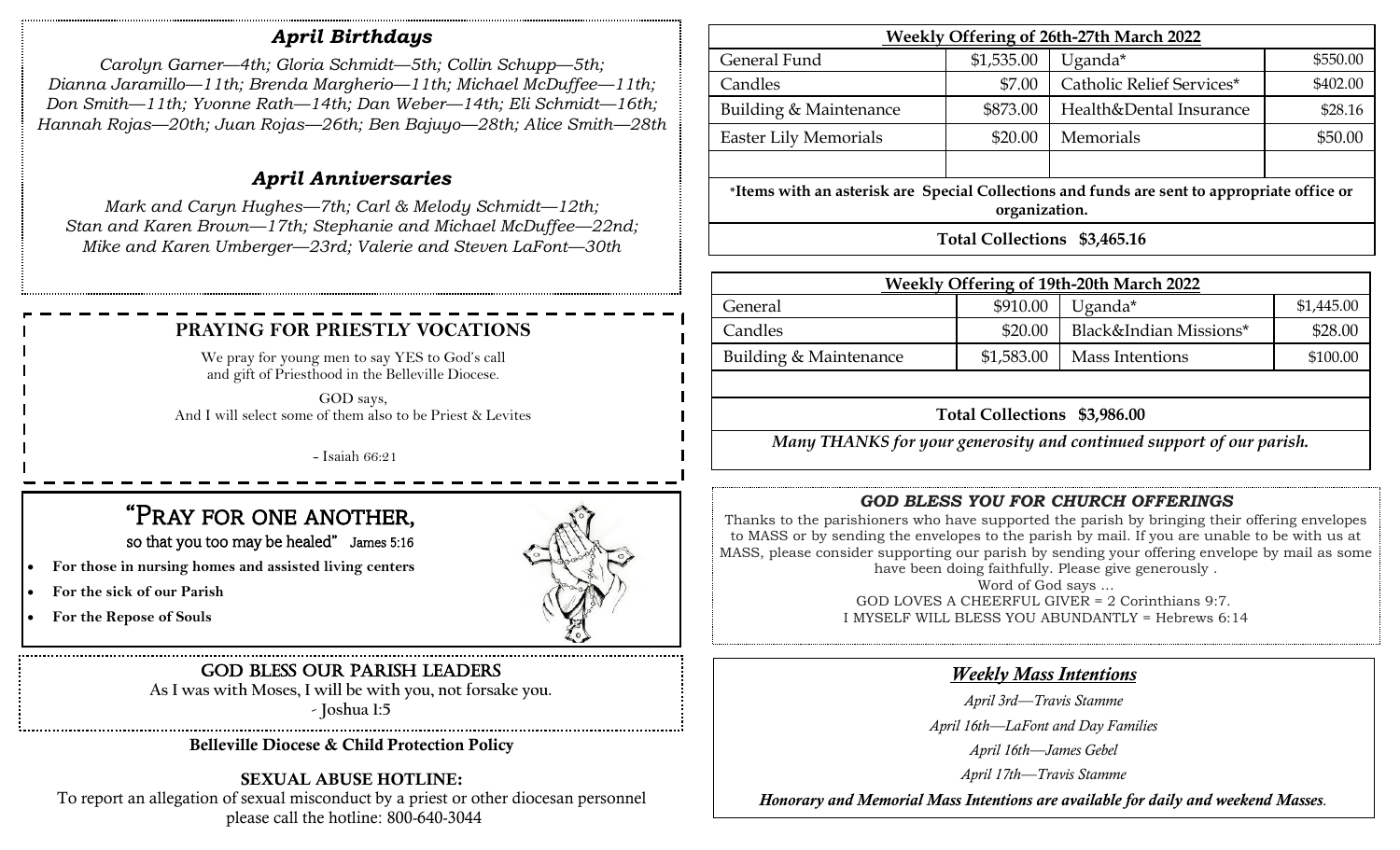## *April Birthdays*

*Carolyn Garner—4th; Gloria Schmidt—5th; Collin Schupp—5th; Dianna Jaramillo—11th; Brenda Margherio—11th; Michael McDuffee—11th; Don Smith—11th; Yvonne Rath—14th; Dan Weber—14th; Eli Schmidt—16th; Hannah Rojas—20th; Juan Rojas—26th; Ben Bajuyo—28th; Alice Smith—28th*

## *April Anniversaries*

*Mark and Caryn Hughes—7th; Carl & Melody Schmidt—12th; Stan and Karen Brown—17th; Stephanie and Michael McDuffee—22nd; Mike and Karen Umberger—23rd; Valerie and Steven LaFont—30th*

## PRAYING FOR PRIESTLY VOCATIONS

We pray for young men to say YES to God's call and gift of Priesthood in the Belleville Diocese.

GOD says,
And I will select some of them also to be Priest & Levites

- Isaiah 66:21

## "Pray for one another,

so that you too may be healed" James 5:16

- **For those in nursing homes and assisted living centers**
- **For the sick of our Parish**
- **For the Repose of Souls**

## God Bless Our Parish Leaders

As I was with Moses, I will be with you, not forsake you.
- Joshua 1:5

**Belleville Diocese & Child Protection Policy**

**SEXUAL ABUSE HOTLINE:**
To report an allegation of sexual misconduct by a priest or other diocesan personnel please call the hotline: 800-640-3044

**Weekly Offering of 26th-27th March 2022**

| | | | |
|---|---|---|---|
| General Fund | $1,535.00 | Uganda* | $550.00 |
| Candles | $7.00 | Catholic Relief Services* | $402.00 |
| Building & Maintenance | $873.00 | Health&Dental Insurance | $28.16 |
| Easter Lily Memorials | $20.00 | Memorials | $50.00 |

**\*Items with an asterisk are Special Collections and funds are sent to appropriate office or organization.**

**Total Collections $3,465.16**

**Weekly Offering of 19th-20th March 2022**

| | | | |
|---|---|---|---|
| General | $910.00 | Uganda* | $1,445.00 |
| Candles | $20.00 | Black&Indian Missions* | $28.00 |
| Building & Maintenance | $1,583.00 | Mass Intentions | $100.00 |

**Total Collections $3,986.00**

***Many THANKS for your generosity and continued support of our parish.***

### *GOD BLESS YOU FOR CHURCH OFFERINGS*

Thanks to the parishioners who have supported the parish by bringing their offering envelopes to MASS or by sending the envelopes to the parish by mail. If you are unable to be with us at MASS, please consider supporting our parish by sending your offering envelope by mail as some have been doing faithfully. Please give generously .

Word of God says …
GOD LOVES A CHEERFUL GIVER = 2 Corinthians 9:7.
I MYSELF WILL BLESS YOU ABUNDANTLY = Hebrews 6:14

## *Weekly Mass Intentions*

*April 3rd—Travis Stamme*

*April 16th—LaFont and Day Families*

*April 16th—James Gebel*

*April 17th—Travis Stamme*

***Honorary and Memorial Mass Intentions are available for daily and weekend Masses.***